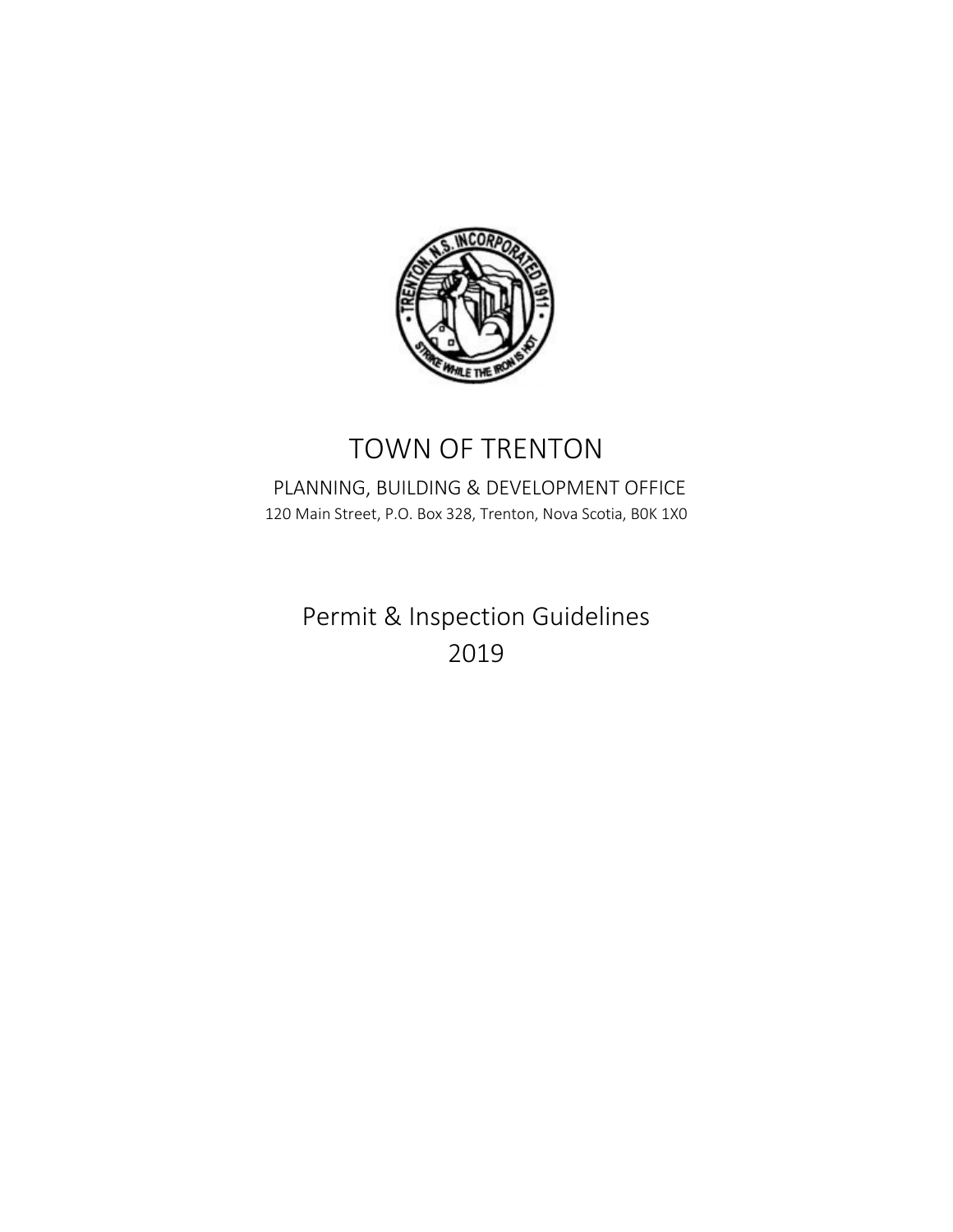# TOWN OF TRENTON

PLANNING, BUILDING & DEVELOPMENT OFFICE

120 Main Street, P.O. Box 328, Trenton, Nova Scotia, B0K 1X0

## Permit & Inspection Guidelines 2019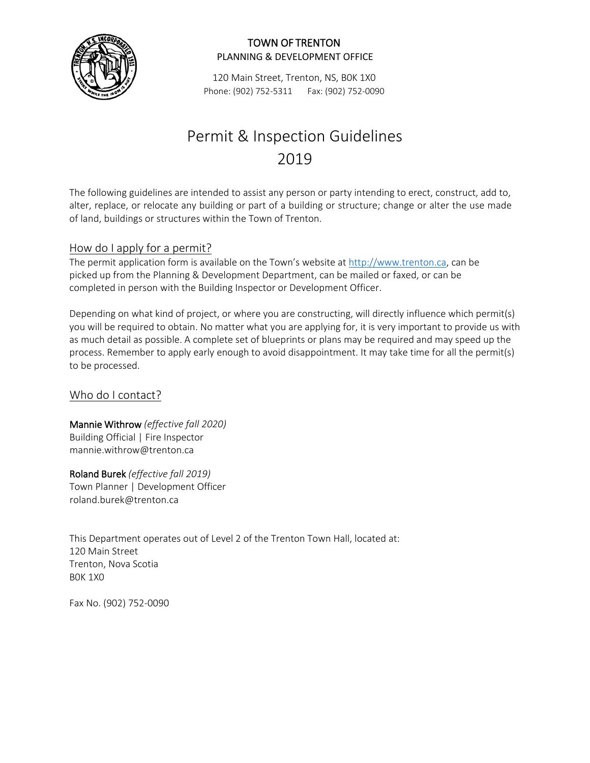**TOWN OF TRENTON**
PLANNING & DEVELOPMENT OFFICE

120 Main Street, Trenton, NS, B0K 1X0
Phone: (902) 752-5311 Fax: (902) 752-0090

# Permit & Inspection Guidelines 2019

The following guidelines are intended to assist any person or party intending to erect, construct, add to, alter, replace, or relocate any building or part of a building or structure; change or alter the use made of land, buildings or structures within the Town of Trenton.

## How do I apply for a permit?

The permit application form is available on the Town's website at [http://www.trenton.ca](http://www.trenton.ca), can be picked up from the Planning & Development Department, can be mailed or faxed, or can be completed in person with the Building Inspector or Development Officer.

Depending on what kind of project, or where you are constructing, will directly influence which permit(s) you will be required to obtain. No matter what you are applying for, it is very important to provide us with as much detail as possible. A complete set of blueprints or plans may be required and may speed up the process. Remember to apply early enough to avoid disappointment. It may take time for all the permit(s) to be processed.

## Who do I contact?

**Mannie Withrow** *(effective fall 2020)*
Building Official | Fire Inspector
mannie.withrow@trenton.ca

**Roland Burek** *(effective fall 2019)*
Town Planner | Development Officer
roland.burek@trenton.ca

This Department operates out of Level 2 of the Trenton Town Hall, located at:
120 Main Street
Trenton, Nova Scotia
B0K 1X0

Fax No. (902) 752-0090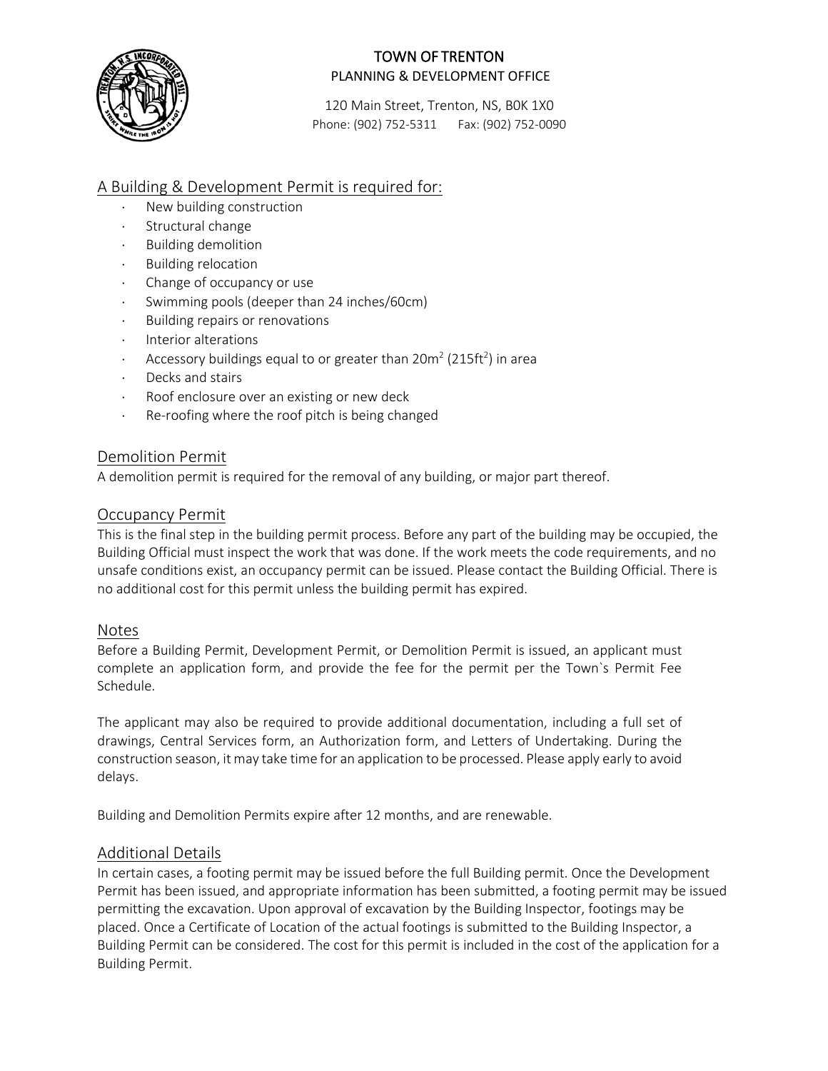# TOWN OF TRENTON

## PLANNING & DEVELOPMENT OFFICE

120 Main Street, Trenton, NS, B0K 1X0
Phone: (902) 752-5311 Fax: (902) 752-0090

## A Building & Development Permit is required for:

- New building construction
- Structural change
- Building demolition
- Building relocation
- Change of occupancy or use
- Swimming pools (deeper than 24 inches/60cm)
- Building repairs or renovations
- Interior alterations
- Accessory buildings equal to or greater than $20m^2$ ($215ft^2$) in area
- Decks and stairs
- Roof enclosure over an existing or new deck
- Re-roofing where the roof pitch is being changed

## Demolition Permit

A demolition permit is required for the removal of any building, or major part thereof.

## Occupancy Permit

This is the final step in the building permit process. Before any part of the building may be occupied, the Building Official must inspect the work that was done. If the work meets the code requirements, and no unsafe conditions exist, an occupancy permit can be issued. Please contact the Building Official. There is no additional cost for this permit unless the building permit has expired.

## Notes

Before a Building Permit, Development Permit, or Demolition Permit is issued, an applicant must complete an application form, and provide the fee for the permit per the Town`s Permit Fee Schedule.

The applicant may also be required to provide additional documentation, including a full set of drawings, Central Services form, an Authorization form, and Letters of Undertaking. During the construction season, it may take time for an application to be processed. Please apply early to avoid delays.

Building and Demolition Permits expire after 12 months, and are renewable.

## Additional Details

In certain cases, a footing permit may be issued before the full Building permit. Once the Development Permit has been issued, and appropriate information has been submitted, a footing permit may be issued permitting the excavation. Upon approval of excavation by the Building Inspector, footings may be placed. Once a Certificate of Location of the actual footings is submitted to the Building Inspector, a Building Permit can be considered. The cost for this permit is included in the cost of the application for a Building Permit.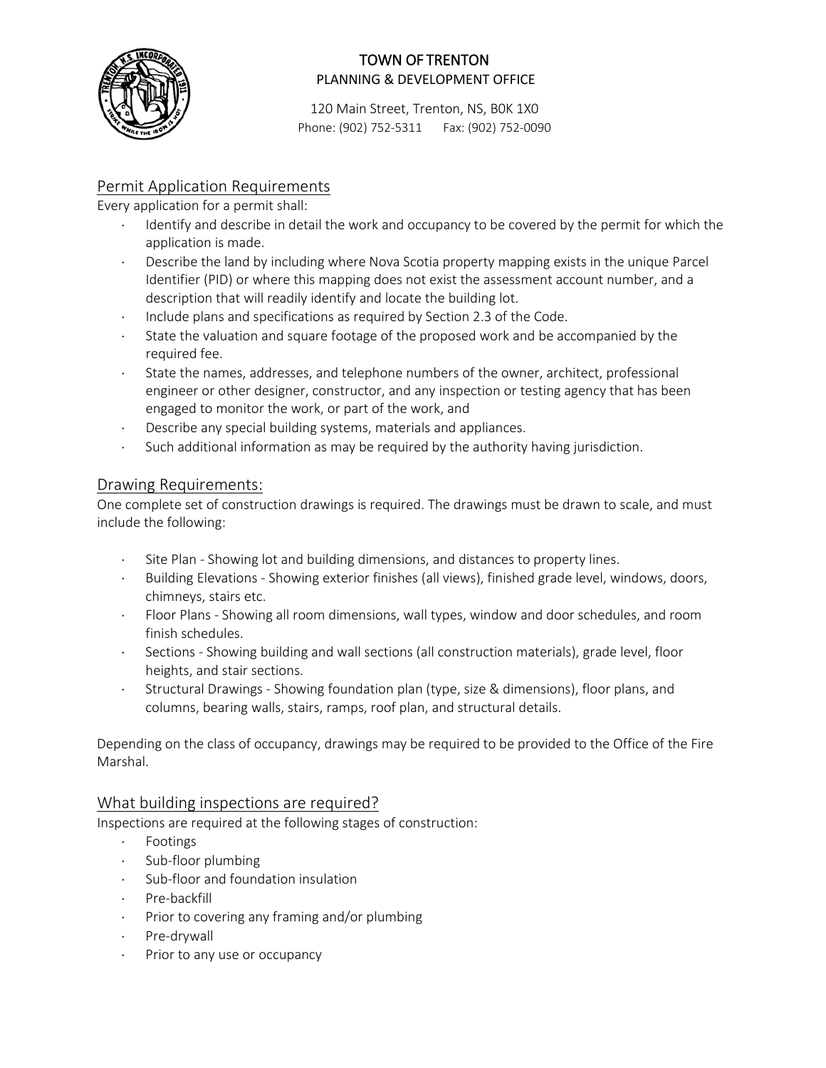# TOWN OF TRENTON

PLANNING & DEVELOPMENT OFFICE

120 Main Street, Trenton, NS, B0K 1X0
Phone: (902) 752-5311  Fax: (902) 752-0090

## Permit Application Requirements

Every application for a permit shall:

- Identify and describe in detail the work and occupancy to be covered by the permit for which the application is made.
- Describe the land by including where Nova Scotia property mapping exists in the unique Parcel Identifier (PID) or where this mapping does not exist the assessment account number, and a description that will readily identify and locate the building lot.
- Include plans and specifications as required by Section 2.3 of the Code.
- State the valuation and square footage of the proposed work and be accompanied by the required fee.
- State the names, addresses, and telephone numbers of the owner, architect, professional engineer or other designer, constructor, and any inspection or testing agency that has been engaged to monitor the work, or part of the work, and
- Describe any special building systems, materials and appliances.
- Such additional information as may be required by the authority having jurisdiction.

## Drawing Requirements:

One complete set of construction drawings is required. The drawings must be drawn to scale, and must include the following:

- Site Plan - Showing lot and building dimensions, and distances to property lines.
- Building Elevations - Showing exterior finishes (all views), finished grade level, windows, doors, chimneys, stairs etc.
- Floor Plans - Showing all room dimensions, wall types, window and door schedules, and room finish schedules.
- Sections - Showing building and wall sections (all construction materials), grade level, floor heights, and stair sections.
- Structural Drawings - Showing foundation plan (type, size & dimensions), floor plans, and columns, bearing walls, stairs, ramps, roof plan, and structural details.

Depending on the class of occupancy, drawings may be required to be provided to the Office of the Fire Marshal.

## What building inspections are required?

Inspections are required at the following stages of construction:

- Footings
- Sub-floor plumbing
- Sub-floor and foundation insulation
- Pre-backfill
- Prior to covering any framing and/or plumbing
- Pre-drywall
- Prior to any use or occupancy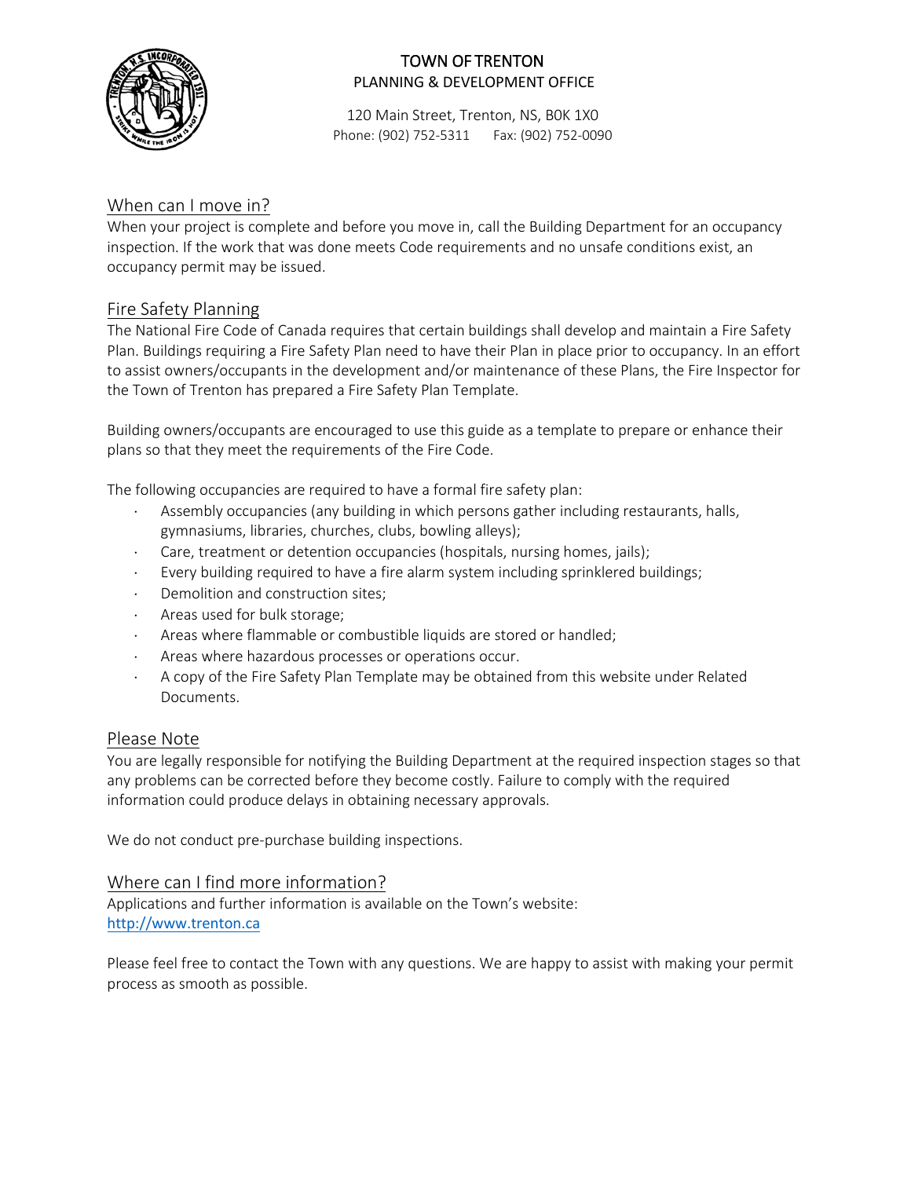TOWN OF TRENTON
PLANNING & DEVELOPMENT OFFICE

120 Main Street, Trenton, NS, B0K 1X0
Phone: (902) 752-5311 Fax: (902) 752-0090

## When can I move in?

When your project is complete and before you move in, call the Building Department for an occupancy inspection. If the work that was done meets Code requirements and no unsafe conditions exist, an occupancy permit may be issued.

## Fire Safety Planning

The National Fire Code of Canada requires that certain buildings shall develop and maintain a Fire Safety Plan. Buildings requiring a Fire Safety Plan need to have their Plan in place prior to occupancy. In an effort to assist owners/occupants in the development and/or maintenance of these Plans, the Fire Inspector for the Town of Trenton has prepared a Fire Safety Plan Template.

Building owners/occupants are encouraged to use this guide as a template to prepare or enhance their plans so that they meet the requirements of the Fire Code.

The following occupancies are required to have a formal fire safety plan:

- Assembly occupancies (any building in which persons gather including restaurants, halls, gymnasiums, libraries, churches, clubs, bowling alleys);
- Care, treatment or detention occupancies (hospitals, nursing homes, jails);
- Every building required to have a fire alarm system including sprinklered buildings;
- Demolition and construction sites;
- Areas used for bulk storage;
- Areas where flammable or combustible liquids are stored or handled;
- Areas where hazardous processes or operations occur.
- A copy of the Fire Safety Plan Template may be obtained from this website under Related Documents.

## Please Note

You are legally responsible for notifying the Building Department at the required inspection stages so that any problems can be corrected before they become costly. Failure to comply with the required information could produce delays in obtaining necessary approvals.

We do not conduct pre-purchase building inspections.

## Where can I find more information?

Applications and further information is available on the Town's website:
http://www.trenton.ca

Please feel free to contact the Town with any questions. We are happy to assist with making your permit process as smooth as possible.